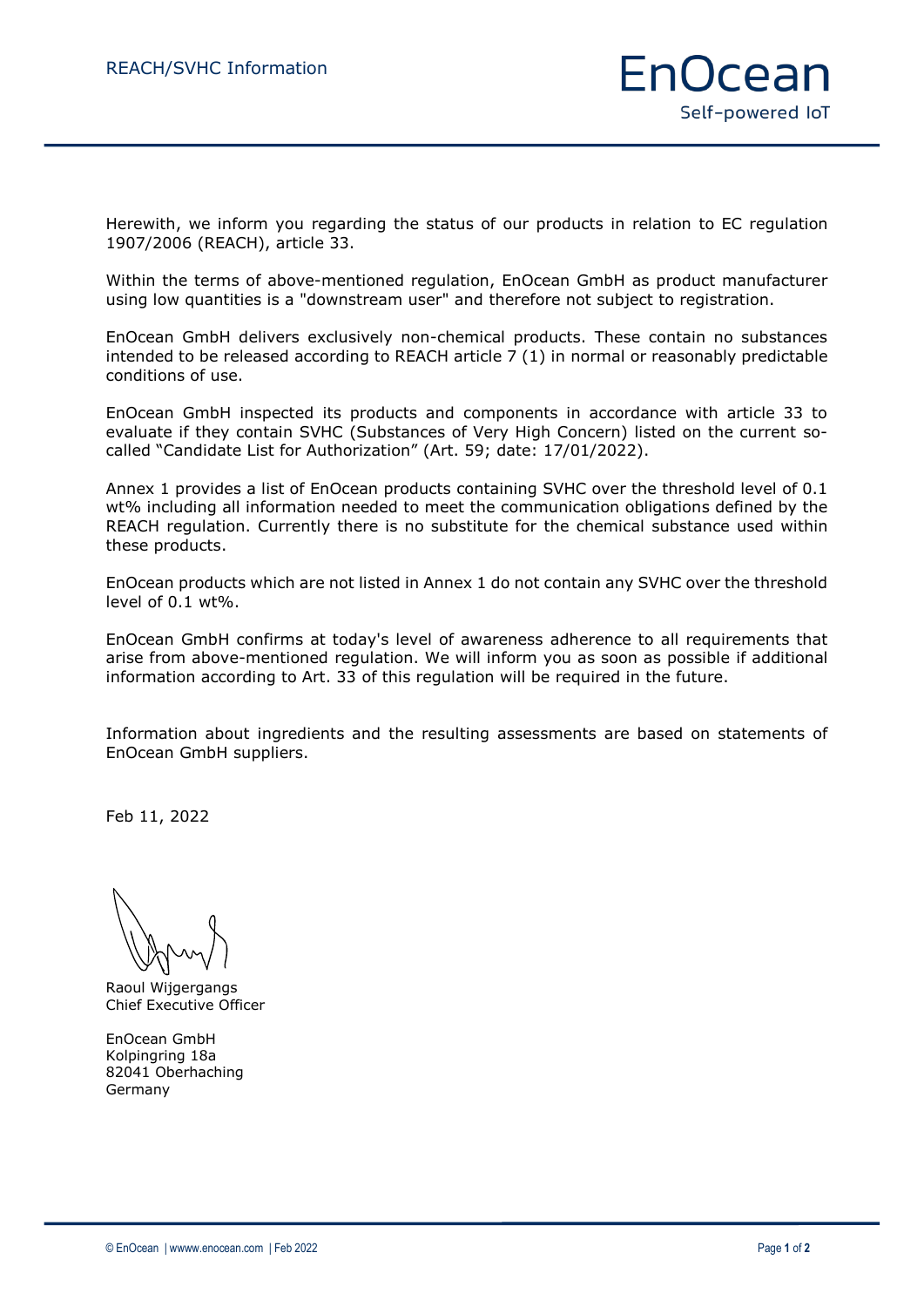# REACH/SVHC Information

Herewith, we inform you regarding the status of our products in relation to EC regulation 1907/2006 (REACH), article 33.

Within the terms of above-mentioned regulation, EnOcean GmbH as product manufacturer using low quantities is a "downstream user" and therefore not subject to registration.

EnOcean GmbH delivers exclusively non-chemical products. These contain no substances intended to be released according to REACH article 7 (1) in normal or reasonably predictable conditions of use.

EnOcean GmbH inspected its products and components in accordance with article 33 to evaluate if they contain SVHC (Substances of Very High Concern) listed on the current so-called “Candidate List for Authorization” (Art. 59; date: 17/01/2022).

Annex 1 provides a list of EnOcean products containing SVHC over the threshold level of 0.1 wt% including all information needed to meet the communication obligations defined by the REACH regulation. Currently there is no substitute for the chemical substance used within these products.

EnOcean products which are not listed in Annex 1 do not contain any SVHC over the threshold level of 0.1 wt%.

EnOcean GmbH confirms at today's level of awareness adherence to all requirements that arise from above-mentioned regulation. We will inform you as soon as possible if additional information according to Art. 33 of this regulation will be required in the future.

Information about ingredients and the resulting assessments are based on statements of EnOcean GmbH suppliers.

Feb 11, 2022

Raoul Wijgergangs
Chief Executive Officer

EnOcean GmbH
Kolpingring 18a
82041 Oberhaching
Germany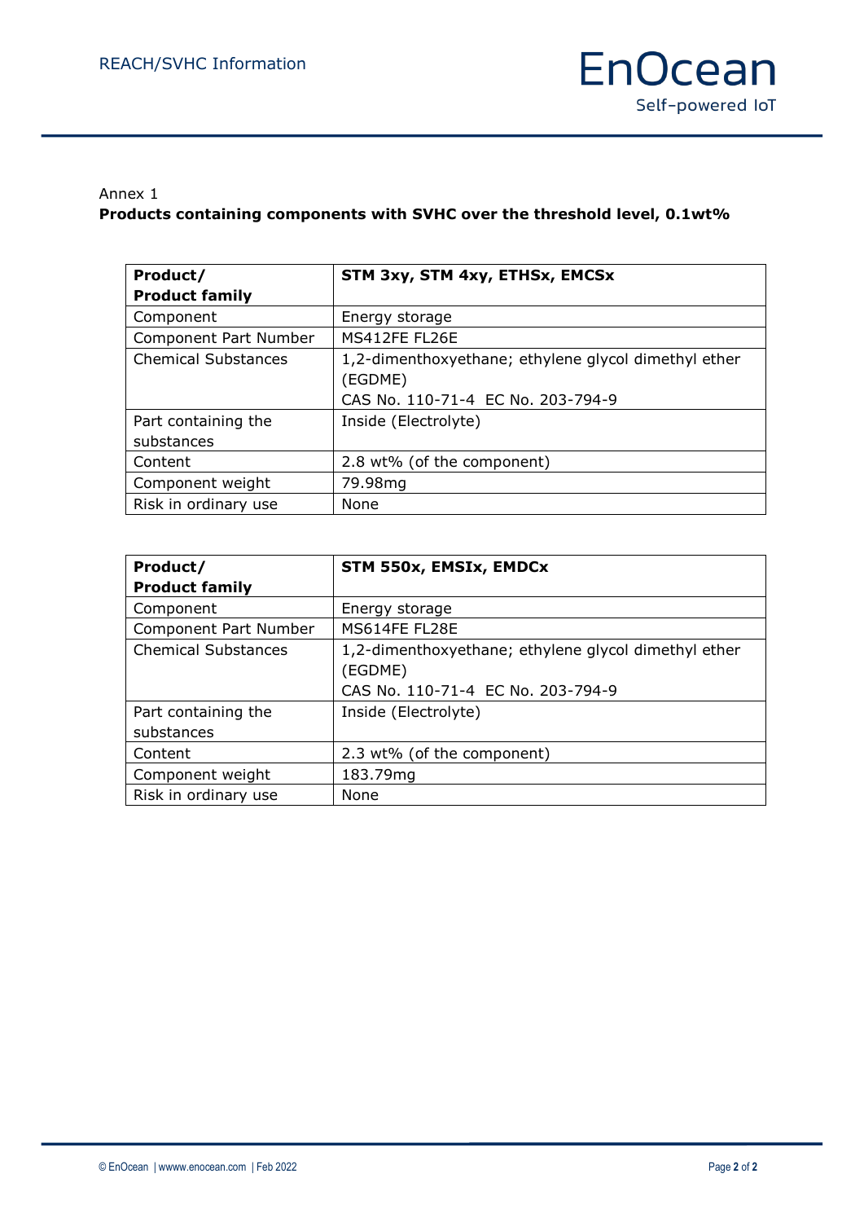Annex 1

**Products containing components with SVHC over the threshold level, 0.1wt%**

| **Product/ Product family** | **STM 3xy, STM 4xy, ETHSx, EMCSx** |
|---|---|
| Component | Energy storage |
| Component Part Number | MS412FE FL26E |
| Chemical Substances | 1,2-dimenthoxyethane; ethylene glycol dimethyl ether (EGDME)<br>CAS No. 110-71-4  EC No. 203-794-9 |
| Part containing the substances | Inside (Electrolyte) |
| Content | 2.8 wt% (of the component) |
| Component weight | 79.98mg |
| Risk in ordinary use | None |

| **Product/ Product family** | **STM 550x, EMSIx, EMDCx** |
|---|---|
| Component | Energy storage |
| Component Part Number | MS614FE FL28E |
| Chemical Substances | 1,2-dimenthoxyethane; ethylene glycol dimethyl ether (EGDME)<br>CAS No. 110-71-4  EC No. 203-794-9 |
| Part containing the substances | Inside (Electrolyte) |
| Content | 2.3 wt% (of the component) |
| Component weight | 183.79mg |
| Risk in ordinary use | None |